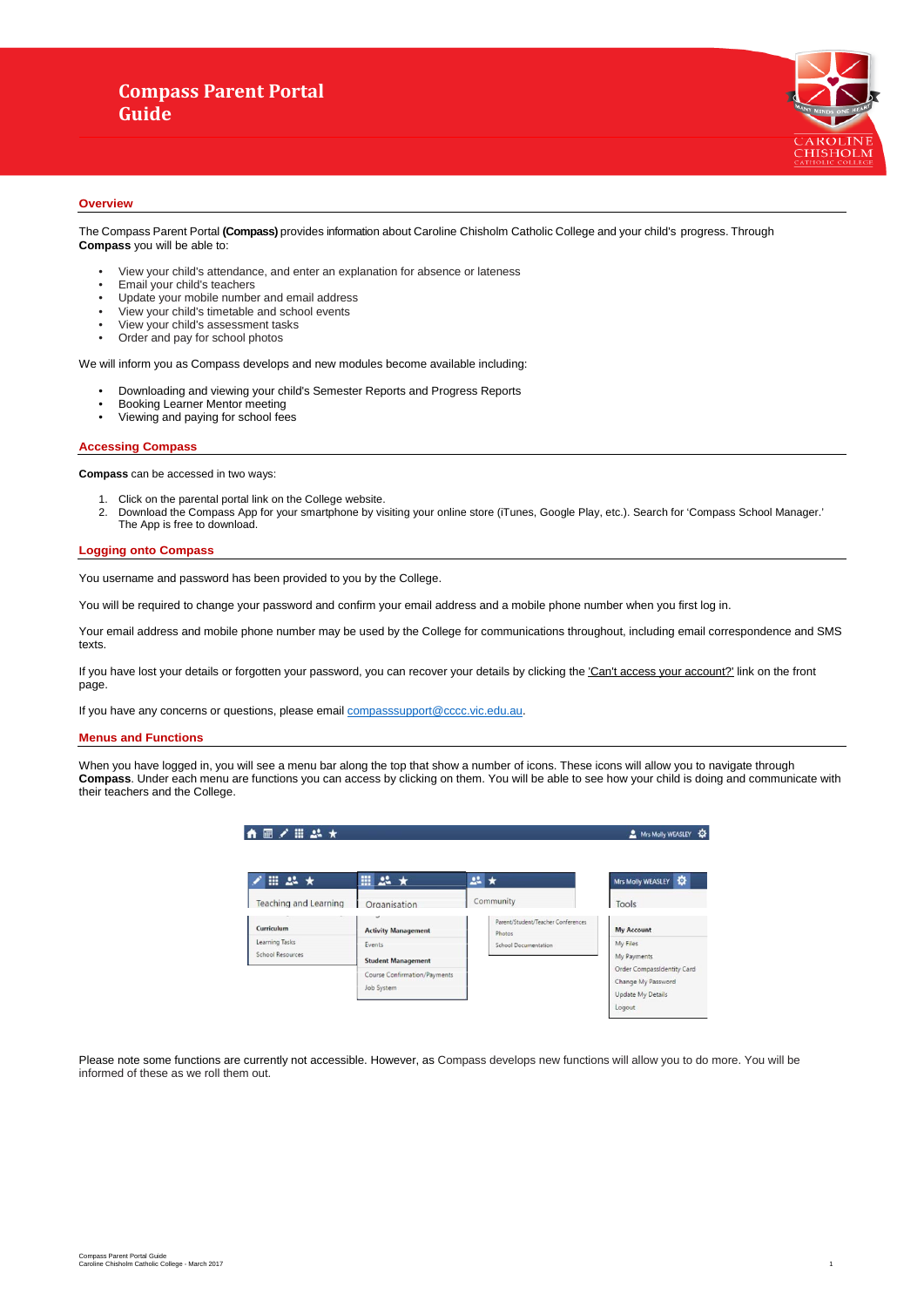# Compass Parent Portal Guide

CAROLINE CHISHOLM CATHOLIC COLLEGE

## Overview

The Compass Parent Portal **(Compass)** provides information about Caroline Chisholm Catholic College and your child's progress. Through **Compass** you will be able to:

- View your child's attendance, and enter an explanation for absence or lateness
- Email your child's teachers
- Update your mobile number and email address
- View your child's timetable and school events
- View your child's assessment tasks
- Order and pay for school photos

We will inform you as Compass develops and new modules become available including:

- Downloading and viewing your child's Semester Reports and Progress Reports
- Booking Learner Mentor meeting
- Viewing and paying for school fees

## Accessing Compass

**Compass** can be accessed in two ways:

1. Click on the parental portal link on the College website.
2. Download the Compass App for your smartphone by visiting your online store (iTunes, Google Play, etc.). Search for 'Compass School Manager.' The App is free to download.

## Logging onto Compass

You username and password has been provided to you by the College.

You will be required to change your password and confirm your email address and a mobile phone number when you first log in.

Your email address and mobile phone number may be used by the College for communications throughout, including email correspondence and SMS texts.

If you have lost your details or forgotten your password, you can recover your details by clicking the 'Can't access your account?' link on the front page.

If you have any concerns or questions, please email compasssupport@cccc.vic.edu.au.

## Menus and Functions

When you have logged in, you will see a menu bar along the top that show a number of icons. These icons will allow you to navigate through **Compass**. Under each menu are functions you can access by clicking on them. You will be able to see how your child is doing and communicate with their teachers and the College.

Please note some functions are currently not accessible. However, as Compass develops new functions will allow you to do more. You will be informed of these as we roll them out.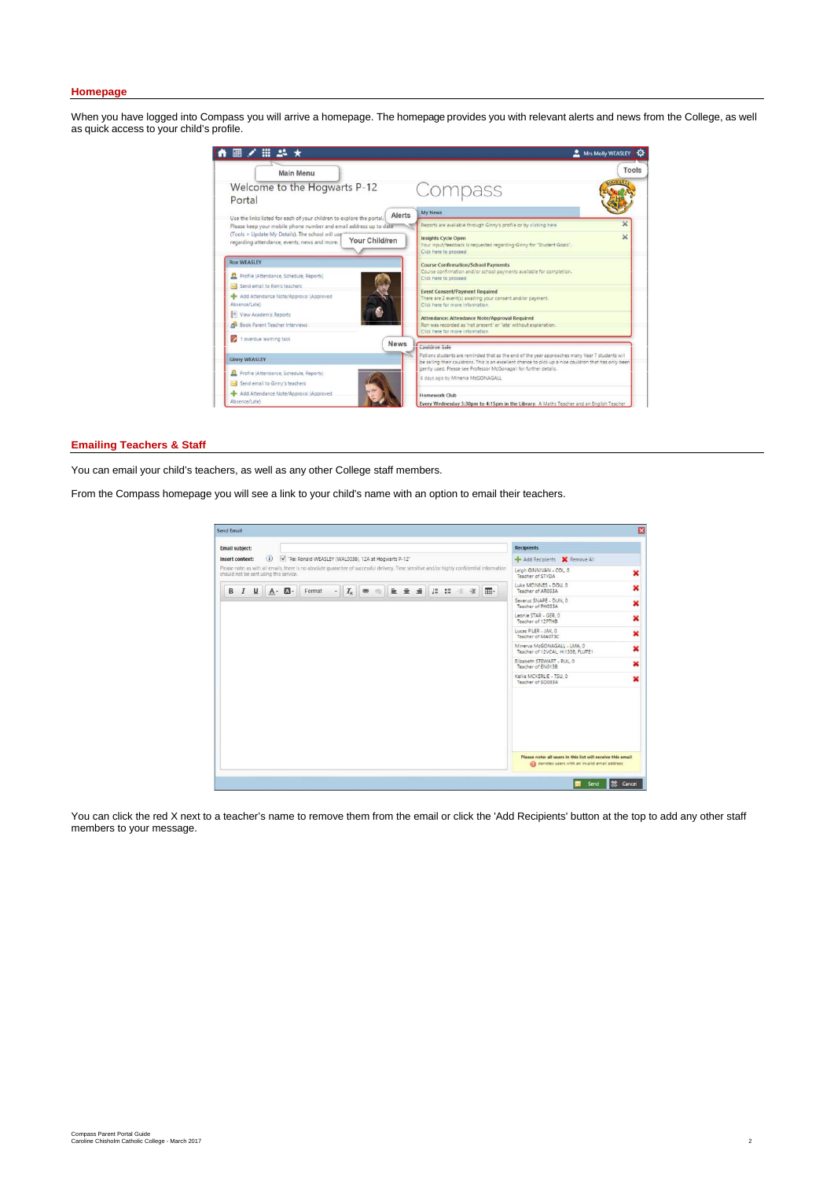## Homepage

When you have logged into Compass you will arrive a homepage. The homepage provides you with relevant alerts and news from the College, as well as quick access to your child's profile.

## Emailing Teachers & Staff

You can email your child's teachers, as well as any other College staff members.

From the Compass homepage you will see a link to your child's name with an option to email their teachers.

You can click the red X next to a teacher's name to remove them from the email or click the 'Add Recipients' button at the top to add any other staff members to your message.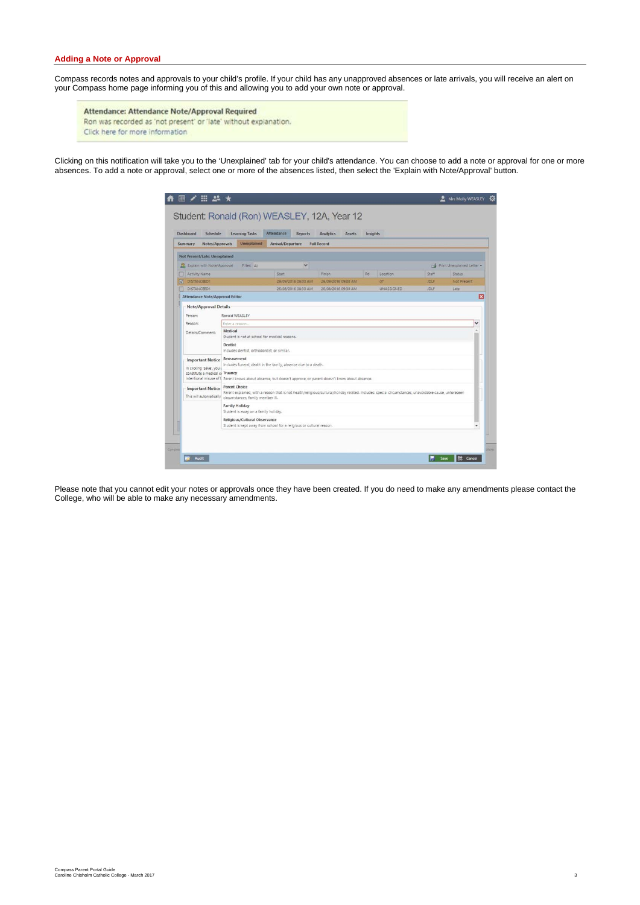## Adding a Note or Approval

Compass records notes and approvals to your child's profile. If your child has any unapproved absences or late arrivals, you will receive an alert on your Compass home page informing you of this and allowing you to add your own note or approval.

Clicking on this notification will take you to the 'Unexplained' tab for your child's attendance. You can choose to add a note or approval for one or more absences. To add a note or approval, select one or more of the absences listed, then select the 'Explain with Note/Approval' button.

Please note that you cannot edit your notes or approvals once they have been created. If you do need to make any amendments please contact the College, who will be able to make any necessary amendments.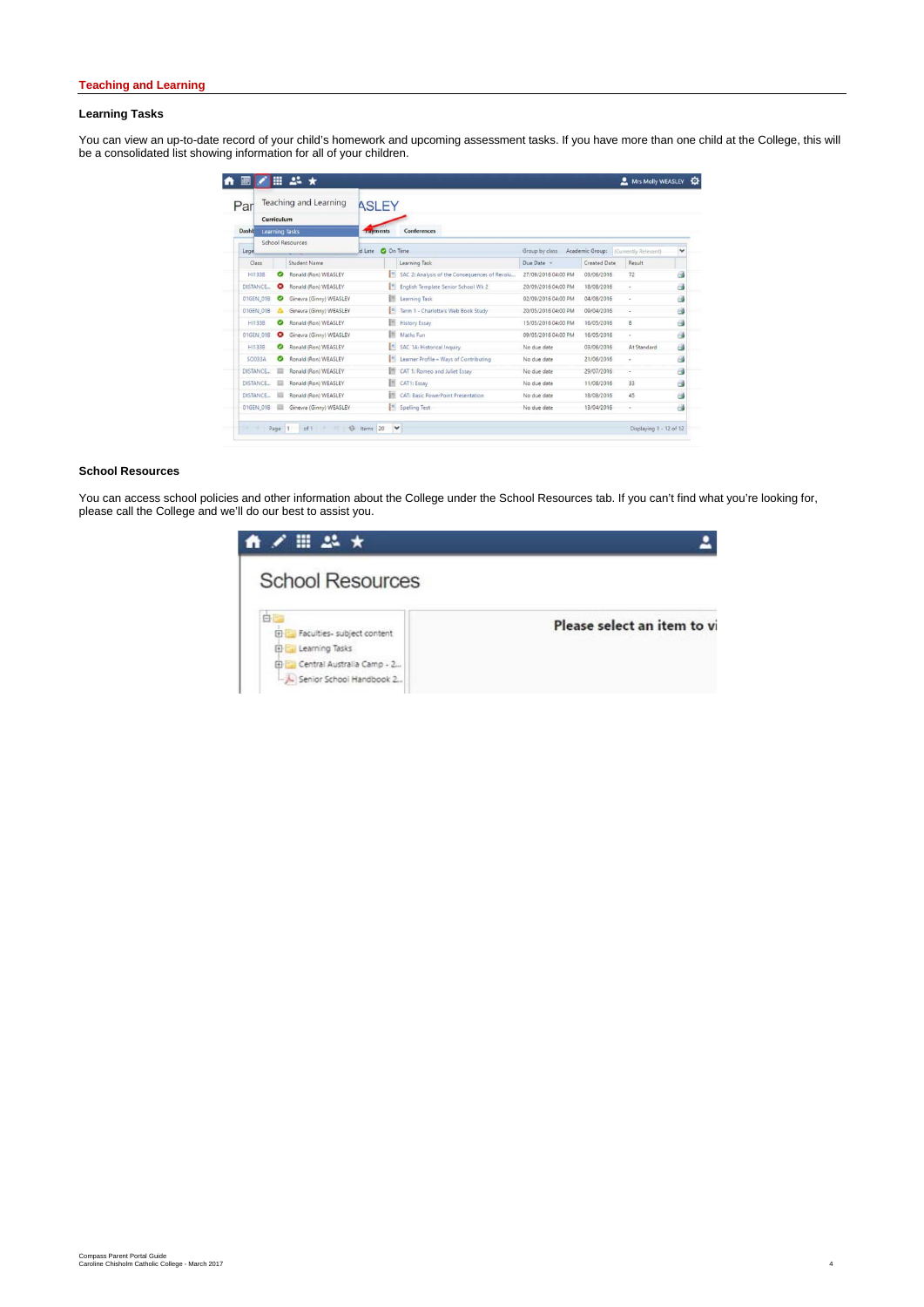## Teaching and Learning

### Learning Tasks

You can view an up-to-date record of your child's homework and upcoming assessment tasks. If you have more than one child at the College, this will be a consolidated list showing information for all of your children.

### School Resources

You can access school policies and other information about the College under the School Resources tab. If you can't find what you're looking for, please call the College and we'll do our best to assist you.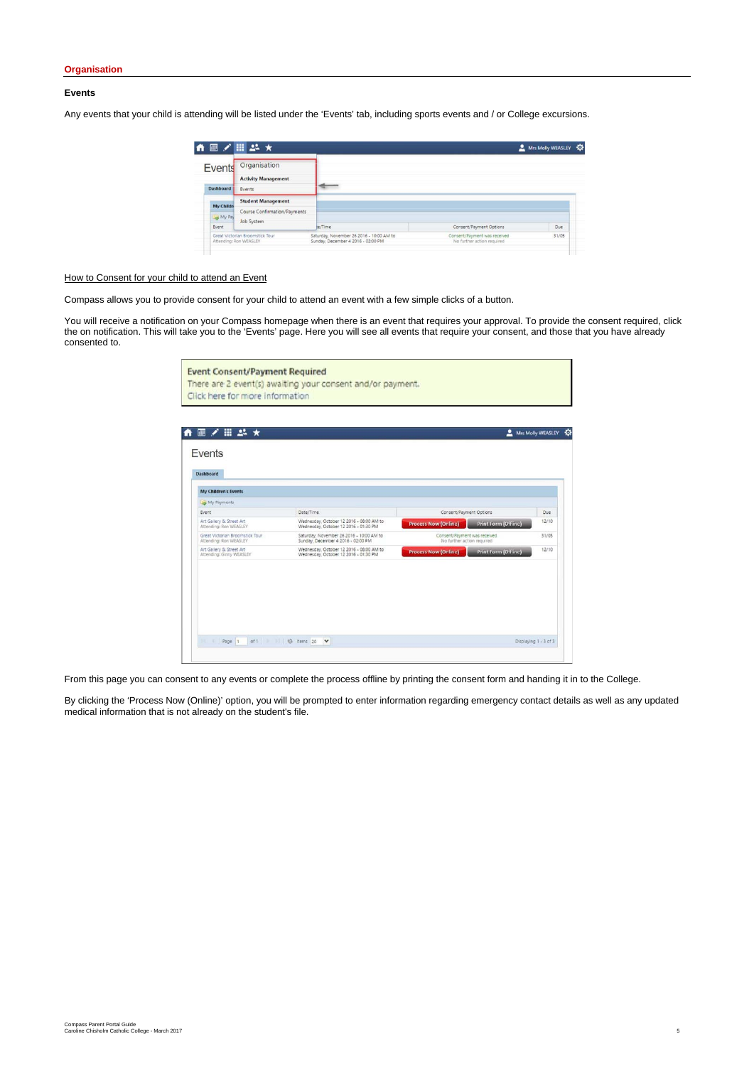## Organisation

### Events

Any events that your child is attending will be listed under the 'Events' tab, including sports events and / or College excursions.

How to Consent for your child to attend an Event

Compass allows you to provide consent for your child to attend an event with a few simple clicks of a button.

You will receive a notification on your Compass homepage when there is an event that requires your approval. To provide the consent required, click the on notification. This will take you to the 'Events' page. Here you will see all events that require your consent, and those that you have already consented to.

From this page you can consent to any events or complete the process offline by printing the consent form and handing it in to the College.

By clicking the 'Process Now (Online)' option, you will be prompted to enter information regarding emergency contact details as well as any updated medical information that is not already on the student's file.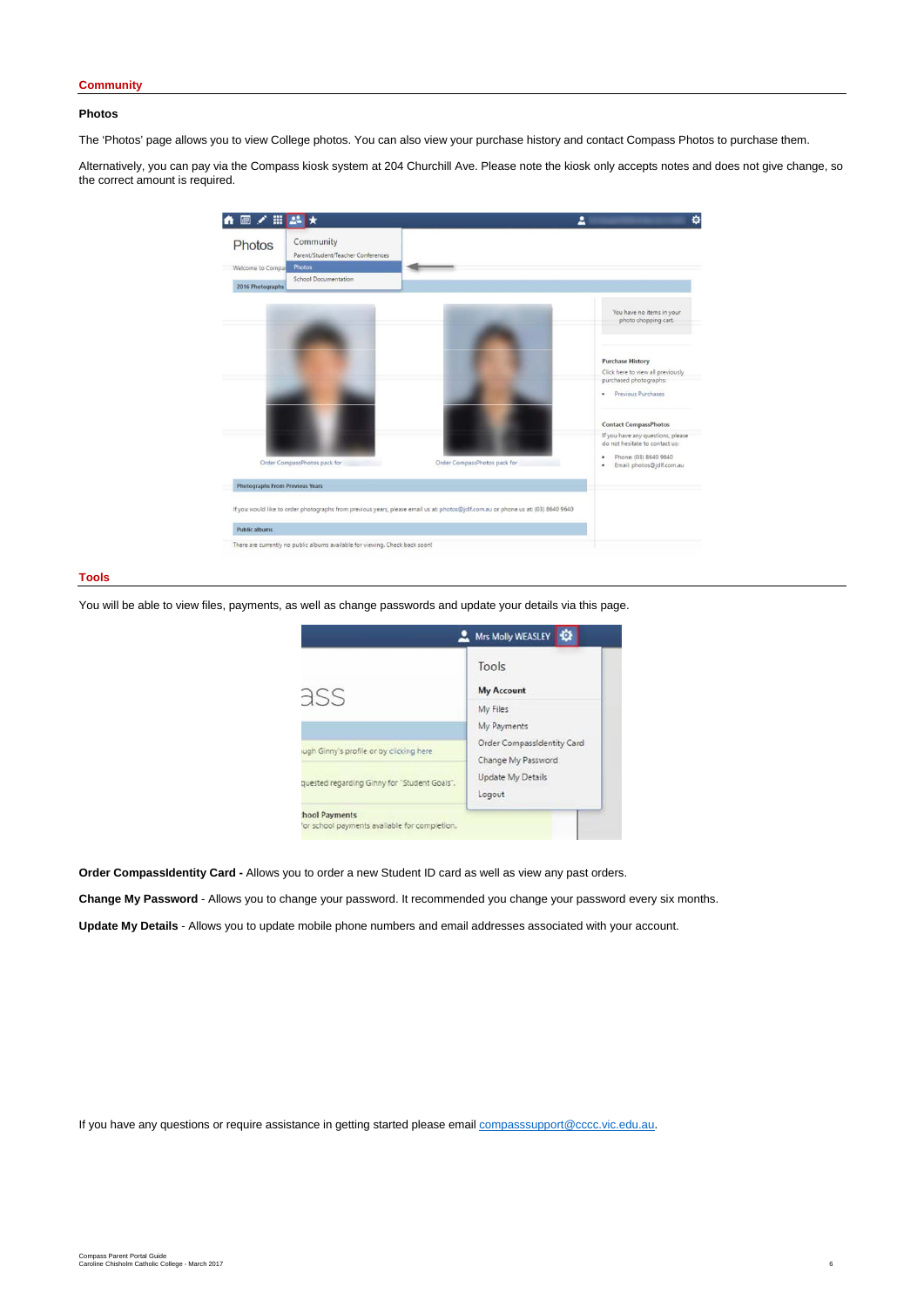## Community

### Photos

The 'Photos' page allows you to view College photos. You can also view your purchase history and contact Compass Photos to purchase them.

Alternatively, you can pay via the Compass kiosk system at 204 Churchill Ave. Please note the kiosk only accepts notes and does not give change, so the correct amount is required.

## Tools

You will be able to view files, payments, as well as change passwords and update your details via this page.

**Order CompassIdentity Card -** Allows you to order a new Student ID card as well as view any past orders.

**Change My Password** - Allows you to change your password. It recommended you change your password every six months.

**Update My Details** - Allows you to update mobile phone numbers and email addresses associated with your account.

If you have any questions or require assistance in getting started please email compasssupport@cccc.vic.edu.au.